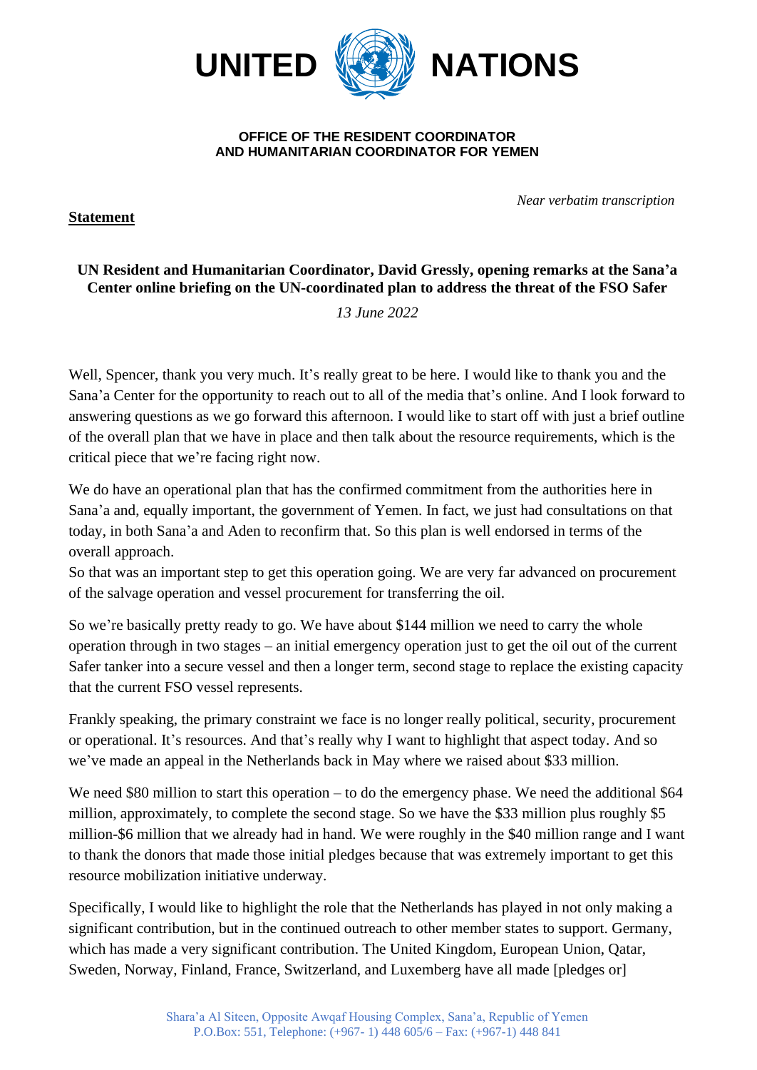# UNITED NATIONS

**OFFICE OF THE RESIDENT COORDINATOR**
**AND HUMANITARIAN COORDINATOR FOR YEMEN**

*Near verbatim transcription*

**Statement**

**UN Resident and Humanitarian Coordinator, David Gressly, opening remarks at the Sana'a Center online briefing on the UN-coordinated plan to address the threat of the FSO Safer**

*13 June 2022*

Well, Spencer, thank you very much. It's really great to be here. I would like to thank you and the Sana'a Center for the opportunity to reach out to all of the media that's online. And I look forward to answering questions as we go forward this afternoon. I would like to start off with just a brief outline of the overall plan that we have in place and then talk about the resource requirements, which is the critical piece that we're facing right now.

We do have an operational plan that has the confirmed commitment from the authorities here in Sana'a and, equally important, the government of Yemen. In fact, we just had consultations on that today, in both Sana'a and Aden to reconfirm that. So this plan is well endorsed in terms of the overall approach.
So that was an important step to get this operation going. We are very far advanced on procurement of the salvage operation and vessel procurement for transferring the oil.

So we're basically pretty ready to go. We have about $144 million we need to carry the whole operation through in two stages – an initial emergency operation just to get the oil out of the current Safer tanker into a secure vessel and then a longer term, second stage to replace the existing capacity that the current FSO vessel represents.

Frankly speaking, the primary constraint we face is no longer really political, security, procurement or operational. It's resources. And that's really why I want to highlight that aspect today. And so we've made an appeal in the Netherlands back in May where we raised about $33 million.

We need $80 million to start this operation – to do the emergency phase. We need the additional $64 million, approximately, to complete the second stage. So we have the $33 million plus roughly $5 million-$6 million that we already had in hand. We were roughly in the $40 million range and I want to thank the donors that made those initial pledges because that was extremely important to get this resource mobilization initiative underway.

Specifically, I would like to highlight the role that the Netherlands has played in not only making a significant contribution, but in the continued outreach to other member states to support. Germany, which has made a very significant contribution. The United Kingdom, European Union, Qatar, Sweden, Norway, Finland, France, Switzerland, and Luxemberg have all made [pledges or]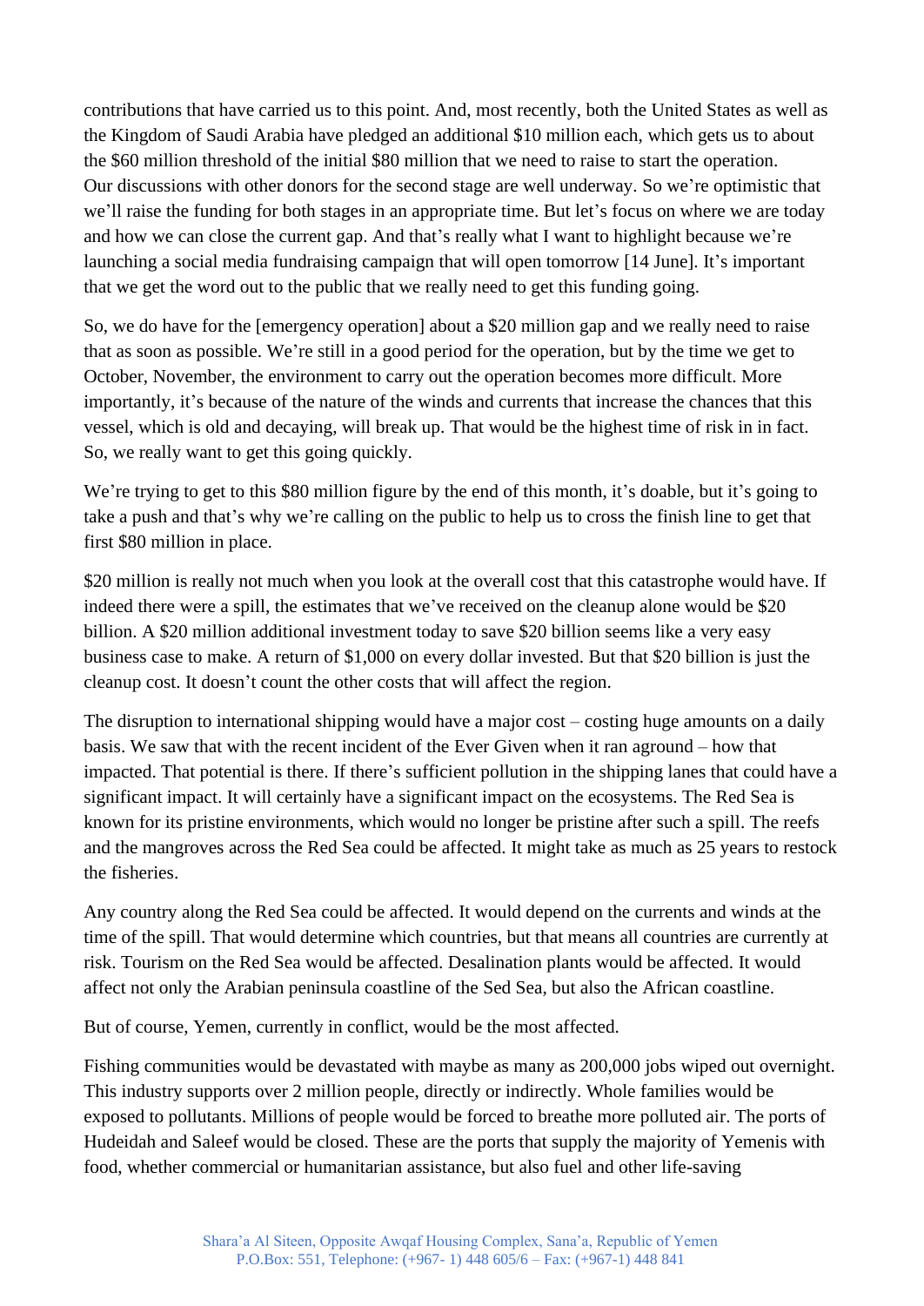contributions that have carried us to this point. And, most recently, both the United States as well as the Kingdom of Saudi Arabia have pledged an additional $10 million each, which gets us to about the $60 million threshold of the initial $80 million that we need to raise to start the operation. Our discussions with other donors for the second stage are well underway. So we're optimistic that we'll raise the funding for both stages in an appropriate time. But let's focus on where we are today and how we can close the current gap. And that's really what I want to highlight because we're launching a social media fundraising campaign that will open tomorrow [14 June]. It's important that we get the word out to the public that we really need to get this funding going.

So, we do have for the [emergency operation] about a $20 million gap and we really need to raise that as soon as possible. We're still in a good period for the operation, but by the time we get to October, November, the environment to carry out the operation becomes more difficult. More importantly, it's because of the nature of the winds and currents that increase the chances that this vessel, which is old and decaying, will break up. That would be the highest time of risk in in fact. So, we really want to get this going quickly.

We're trying to get to this $80 million figure by the end of this month, it's doable, but it's going to take a push and that's why we're calling on the public to help us to cross the finish line to get that first $80 million in place.

$20 million is really not much when you look at the overall cost that this catastrophe would have. If indeed there were a spill, the estimates that we've received on the cleanup alone would be $20 billion. A $20 million additional investment today to save $20 billion seems like a very easy business case to make. A return of $1,000 on every dollar invested. But that $20 billion is just the cleanup cost. It doesn't count the other costs that will affect the region.

The disruption to international shipping would have a major cost – costing huge amounts on a daily basis. We saw that with the recent incident of the Ever Given when it ran aground – how that impacted. That potential is there. If there's sufficient pollution in the shipping lanes that could have a significant impact. It will certainly have a significant impact on the ecosystems. The Red Sea is known for its pristine environments, which would no longer be pristine after such a spill. The reefs and the mangroves across the Red Sea could be affected. It might take as much as 25 years to restock the fisheries.

Any country along the Red Sea could be affected. It would depend on the currents and winds at the time of the spill. That would determine which countries, but that means all countries are currently at risk. Tourism on the Red Sea would be affected. Desalination plants would be affected. It would affect not only the Arabian peninsula coastline of the Sed Sea, but also the African coastline.

But of course, Yemen, currently in conflict, would be the most affected.

Fishing communities would be devastated with maybe as many as 200,000 jobs wiped out overnight. This industry supports over 2 million people, directly or indirectly. Whole families would be exposed to pollutants. Millions of people would be forced to breathe more polluted air. The ports of Hudeidah and Saleef would be closed. These are the ports that supply the majority of Yemenis with food, whether commercial or humanitarian assistance, but also fuel and other life-saving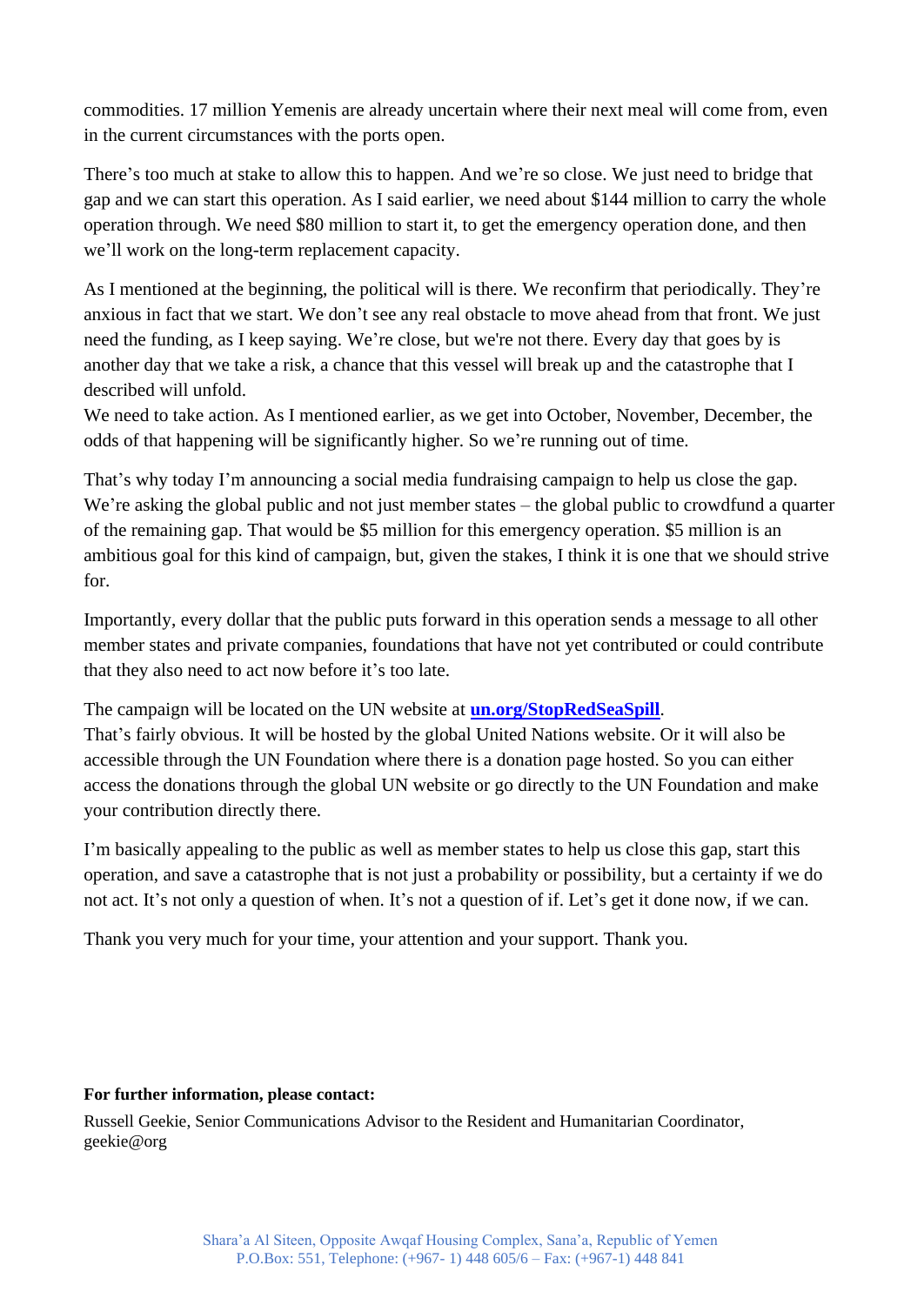commodities. 17 million Yemenis are already uncertain where their next meal will come from, even in the current circumstances with the ports open.

There's too much at stake to allow this to happen. And we're so close. We just need to bridge that gap and we can start this operation. As I said earlier, we need about $144 million to carry the whole operation through. We need $80 million to start it, to get the emergency operation done, and then we'll work on the long-term replacement capacity.

As I mentioned at the beginning, the political will is there. We reconfirm that periodically. They're anxious in fact that we start. We don't see any real obstacle to move ahead from that front. We just need the funding, as I keep saying. We're close, but we're not there. Every day that goes by is another day that we take a risk, a chance that this vessel will break up and the catastrophe that I described will unfold.
We need to take action. As I mentioned earlier, as we get into October, November, December, the odds of that happening will be significantly higher. So we're running out of time.

That's why today I'm announcing a social media fundraising campaign to help us close the gap. We're asking the global public and not just member states – the global public to crowdfund a quarter of the remaining gap. That would be $5 million for this emergency operation. $5 million is an ambitious goal for this kind of campaign, but, given the stakes, I think it is one that we should strive for.

Importantly, every dollar that the public puts forward in this operation sends a message to all other member states and private companies, foundations that have not yet contributed or could contribute that they also need to act now before it's too late.

The campaign will be located on the UN website at **[un.org/StopRedSeaSpill](un.org/StopRedSeaSpill)**.
That's fairly obvious. It will be hosted by the global United Nations website. Or it will also be accessible through the UN Foundation where there is a donation page hosted. So you can either access the donations through the global UN website or go directly to the UN Foundation and make your contribution directly there.

I'm basically appealing to the public as well as member states to help us close this gap, start this operation, and save a catastrophe that is not just a probability or possibility, but a certainty if we do not act. It's not only a question of when. It's not a question of if. Let's get it done now, if we can.

Thank you very much for your time, your attention and your support. Thank you.

**For further information, please contact:**

Russell Geekie, Senior Communications Advisor to the Resident and Humanitarian Coordinator, geekie@org

Shara'a Al Siteen, Opposite Awqaf Housing Complex, Sana'a, Republic of Yemen
P.O.Box: 551, Telephone: (+967- 1) 448 605/6 – Fax: (+967-1) 448 841